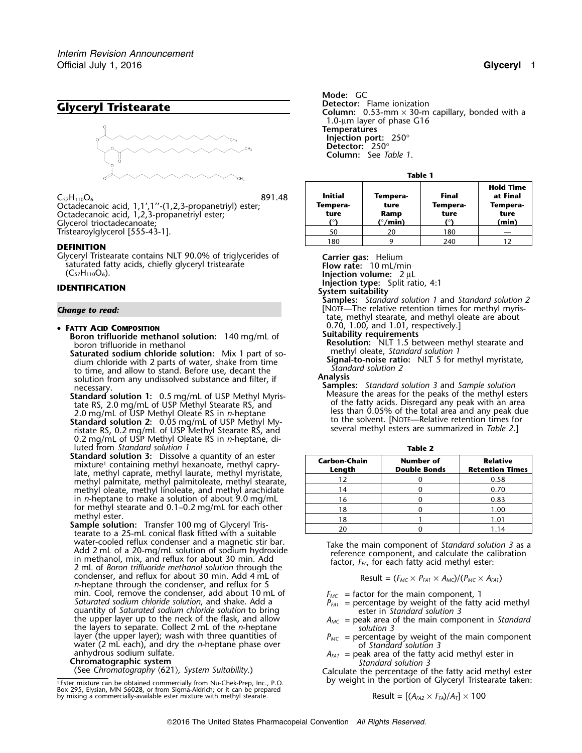# Glyceryl Tristearate

$C_{57}H_{110}O_6$ 891.48

Octadecanoic acid, 1,1′,1′′-(1,2,3-propanetriyl) ester;
Octadecanoic acid, 1,2,3-propanetriyl ester;
Glycerol trioctadecanoate;
Tristearoylglycerol [555-43-1].

## DEFINITION

Glyceryl Tristearate contains NLT 90.0% of triglycerides of saturated fatty acids, chiefly glyceryl tristearate ($C_{57}H_{110}O_6$).

## IDENTIFICATION

*Change to read:*

- **Fatty Acid Composition**

**Boron trifluoride methanol solution:** 140 mg/mL of boron trifluoride in methanol

**Saturated sodium chloride solution:** Mix 1 part of sodium chloride with 2 parts of water, shake from time to time, and allow to stand. Before use, decant the solution from any undissolved substance and filter, if necessary.

**Standard solution 1:** 0.5 mg/mL of USP Methyl Myristate RS, 2.0 mg/mL of USP Methyl Stearate RS, and 2.0 mg/mL of USP Methyl Oleate RS in *n*-heptane

**Standard solution 2:** 0.05 mg/mL of USP Methyl Myristate RS, 0.2 mg/mL of USP Methyl Stearate RS, and 0.2 mg/mL of USP Methyl Oleate RS in *n*-heptane, diluted from *Standard solution 1*

**Standard solution 3:** Dissolve a quantity of an ester mixture[1] containing methyl hexanoate, methyl caprylate, methyl caprate, methyl laurate, methyl myristate, methyl palmitate, methyl palmitoleate, methyl stearate, methyl oleate, methyl linoleate, and methyl arachidate in *n*-heptane to make a solution of about 9.0 mg/mL for methyl stearate and 0.1–0.2 mg/mL for each other methyl ester.

**Sample solution:** Transfer 100 mg of Glyceryl Tristearate to a 25-mL conical flask fitted with a suitable water-cooled reflux condenser and a magnetic stir bar. Add 2 mL of a 20-mg/mL solution of sodium hydroxide in methanol, mix, and reflux for about 30 min. Add 2 mL of *Boron trifluoride methanol solution* through the condenser, and reflux for about 30 min. Add 4 mL of *n*-heptane through the condenser, and reflux for 5 min. Cool, remove the condenser, add about 10 mL of *Saturated sodium chloride solution*, and shake. Add a quantity of *Saturated sodium chloride solution* to bring the upper layer up to the neck of the flask, and allow the layers to separate. Collect 2 mL of the *n*-heptane layer (the upper layer); wash with three quantities of water (2 mL each), and dry the *n*-heptane phase over anhydrous sodium sulfate.

**Chromatographic system**

(See *Chromatography* ⟨621⟩, *System Suitability*.)

**Mode:** GC

**Detector:** Flame ionization

**Column:** 0.53-mm × 30-m capillary, bonded with a 1.0-µm layer of phase G16

**Temperatures**

**Injection port:** 250°

**Detector:** 250°

**Column:** See *Table 1*.

**Table 1**

| Initial Temperature (°) | Temperature Ramp (°/min) | Final Temperature (°) | Hold Time at Final Temperature (min) |
|---|---|---|---|
| 50 | 20 | 180 | — |
| 180 | 9 | 240 | 12 |

**Carrier gas:** Helium

**Flow rate:** 10 mL/min

**Injection volume:** 2 µL

**Injection type:** Split ratio, 4:1

**System suitability**

**Samples:** *Standard solution 1* and *Standard solution 2*

[Note—The relative retention times for methyl myristate, methyl stearate, and methyl oleate are about 0.70, 1.00, and 1.01, respectively.]

**Suitability requirements**

**Resolution:** NLT 1.5 between methyl stearate and methyl oleate, *Standard solution 1*

**Signal-to-noise ratio:** NLT 5 for methyl myristate, *Standard solution 2*

**Analysis**

**Samples:** *Standard solution 3* and *Sample solution*

Measure the areas for the peaks of the methyl esters of the fatty acids. Disregard any peak with an area less than 0.05% of the total area and any peak due to the solvent. [Note—Relative retention times for several methyl esters are summarized in *Table 2*.]

**Table 2**

| Carbon-Chain Length | Number of Double Bonds | Relative Retention Times |
|---|---|---|
| 12 | 0 | 0.58 |
| 14 | 0 | 0.70 |
| 16 | 0 | 0.83 |
| 18 | 0 | 1.00 |
| 18 | 1 | 1.01 |
| 20 | 0 | 1.14 |

Take the main component of *Standard solution 3* as a reference component, and calculate the calibration factor, $F_{FA}$, for each fatty acid methyl ester:

$$\text{Result} = (F_{MC} \times P_{FA1} \times A_{MC})/(P_{MC} \times A_{FA1})$$

$F_{MC}$ = factor for the main component, 1

$P_{FA1}$ = percentage by weight of the fatty acid methyl ester in *Standard solution 3*

$A_{MC}$ = peak area of the main component in *Standard solution 3*

$P_{MC}$ = percentage by weight of the main component of *Standard solution 3*

$A_{FA1}$ = peak area of the fatty acid methyl ester in *Standard solution 3*

Calculate the percentage of the fatty acid methyl ester by weight in the portion of Glyceryl Tristearate taken:

$$\text{Result} = [(A_{FA2} \times F_{FA})/A_T] \times 100$$

[1] Ester mixture can be obtained commercially from Nu-Chek-Prep, Inc., P.O. Box 295, Elysian, MN 56028, or from Sigma-Aldrich; or it can be prepared by mixing a commercially-available ester mixture with methyl stearate.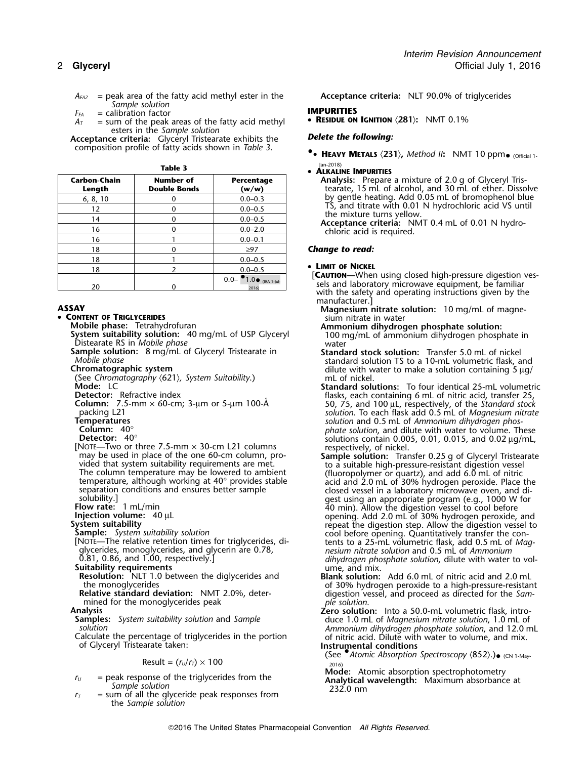$A_{FA2}$ = peak area of the fatty acid methyl ester in the *Sample solution*

$F_{FA}$ = calibration factor

$A_T$ = sum of the peak areas of the fatty acid methyl esters in the *Sample solution*

**Acceptance criteria:** Glyceryl Tristearate exhibits the composition profile of fatty acids shown in *Table 3*.

**Table 3**

| Carbon-Chain Length | Number of Double Bonds | Percentage (w/w) |
|---|---|---|
| 6, 8, 10 | 0 | 0.0–0.3 |
| 12 | 0 | 0.0–0.5 |
| 14 | 0 | 0.0–0.5 |
| 16 | 0 | 0.0–2.0 |
| 16 | 1 | 0.0–0.1 |
| 18 | 0 | ≥97 |
| 18 | 1 | 0.0–0.5 |
| 18 | 2 | 0.0–0.5 |
| 20 | 0 | 0.0– •1.0• (IRA 1-Jul-2016) |

## ASSAY

- **CONTENT OF TRIGLYCERIDES**

**Mobile phase:** Tetrahydrofuran

**System suitability solution:** 40 mg/mL of USP Glyceryl Distearate RS in *Mobile phase*

**Sample solution:** 8 mg/mL of Glyceryl Tristearate in *Mobile phase*

**Chromatographic system**

(See *Chromatography* ⟨621⟩, *System Suitability.*)

**Mode:** LC

**Detector:** Refractive index

**Column:** 7.5-mm × 60-cm; 3-µm or 5-µm 100-Å packing L21

**Temperatures**

**Column:** 40°

**Detector:** 40°

[NOTE—Two or three 7.5-mm × 30-cm L21 columns may be used in place of the one 60-cm column, provided that system suitability requirements are met. The column temperature may be lowered to ambient temperature, although working at 40° provides stable separation conditions and ensures better sample solubility.]

**Flow rate:** 1 mL/min

**Injection volume:** 40 µL

**System suitability**

**Sample:** *System suitability solution*

[NOTE—The relative retention times for triglycerides, diglycerides, monoglycerides, and glycerin are 0.78, 0.81, 0.86, and 1.00, respectively.]

**Suitability requirements**

**Resolution:** NLT 1.0 between the diglycerides and the monoglycerides

**Relative standard deviation:** NMT 2.0%, determined for the monoglycerides peak

**Analysis**

**Samples:** *System suitability solution* and *Sample solution*

Calculate the percentage of triglycerides in the portion of Glyceryl Tristearate taken:

$$\text{Result} = (r_U/r_T) \times 100$$

$r_U$ = peak response of the triglycerides from the *Sample solution*

$r_T$ = sum of all the glyceride peak responses from the *Sample solution*

**Acceptance criteria:** NLT 90.0% of triglycerides

## IMPURITIES

- **RESIDUE ON IGNITION** ⟨281⟩**:** NMT 0.1%

***Delete the following:***

- •• **HEAVY METALS** ⟨231⟩**,** *Method II***:** NMT 10 ppm• (Official 1-Jan-2018)

- **ALKALINE IMPURITIES**

**Analysis:** Prepare a mixture of 2.0 g of Glyceryl Tristearate, 15 mL of alcohol, and 30 mL of ether. Dissolve by gentle heating. Add 0.05 mL of bromophenol blue TS, and titrate with 0.01 N hydrochloric acid VS until the mixture turns yellow.

**Acceptance criteria:** NMT 0.4 mL of 0.01 N hydrochloric acid is required.

***Change to read:***

- **LIMIT OF NICKEL**

[**CAUTION**—When using closed high-pressure digestion vessels and laboratory microwave equipment, be familiar with the safety and operating instructions given by the manufacturer.]

**Magnesium nitrate solution:** 10 mg/mL of magnesium nitrate in water

**Ammonium dihydrogen phosphate solution:** 100 mg/mL of ammonium dihydrogen phosphate in water

**Standard stock solution:** Transfer 5.0 mL of nickel standard solution TS to a 10-mL volumetric flask, and dilute with water to make a solution containing 5 µg/mL of nickel.

**Standard solutions:** To four identical 25-mL volumetric flasks, each containing 6 mL of nitric acid, transfer 25, 50, 75, and 100 µL, respectively, of the *Standard stock solution*. To each flask add 0.5 mL of *Magnesium nitrate solution* and 0.5 mL of *Ammonium dihydrogen phosphate solution*, and dilute with water to volume. These solutions contain 0.005, 0.01, 0.015, and 0.02 µg/mL, respectively, of nickel.

**Sample solution:** Transfer 0.25 g of Glyceryl Tristearate to a suitable high-pressure-resistant digestion vessel (fluoropolymer or quartz), and add 6.0 mL of nitric acid and 2.0 mL of 30% hydrogen peroxide. Place the closed vessel in a laboratory microwave oven, and digest using an appropriate program (e.g., 1000 W for 40 min). Allow the digestion vessel to cool before opening. Add 2.0 mL of 30% hydrogen peroxide, and repeat the digestion step. Allow the digestion vessel to cool before opening. Quantitatively transfer the contents to a 25-mL volumetric flask, add 0.5 mL of *Magnesium nitrate solution* and 0.5 mL of *Ammonium dihydrogen phosphate solution*, dilute with water to volume, and mix.

**Blank solution:** Add 6.0 mL of nitric acid and 2.0 mL of 30% hydrogen peroxide to a high-pressure-resistant digestion vessel, and proceed as directed for the *Sample solution*.

**Zero solution:** Into a 50.0-mL volumetric flask, introduce 1.0 mL of *Magnesium nitrate solution*, 1.0 mL of *Ammonium dihydrogen phosphate solution*, and 12.0 mL of nitric acid. Dilute with water to volume, and mix.

**Instrumental conditions**

(See •*Atomic Absorption Spectroscopy* ⟨852⟩.)• (CN 1-May-2016)

**Mode:** Atomic absorption spectrophotometry

**Analytical wavelength:** Maximum absorbance at 232.0 nm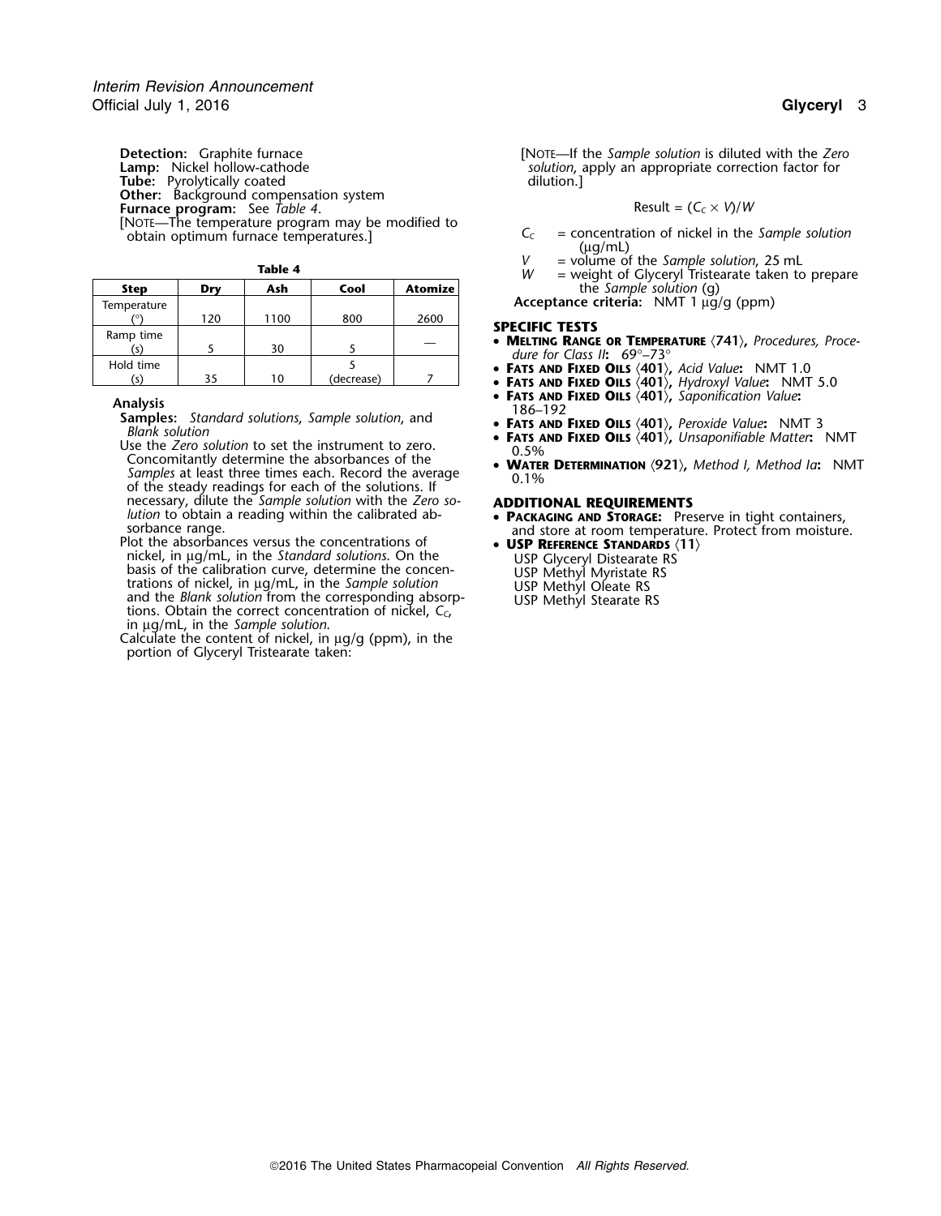**Detection:** Graphite furnace
**Lamp:** Nickel hollow-cathode
**Tube:** Pyrolytically coated
**Other:** Background compensation system
**Furnace program:** See *Table 4*.
[NOTE—The temperature program may be modified to obtain optimum furnace temperatures.]

**Table 4**

| Step | Dry | Ash | Cool | Atomize |
|---|---|---|---|---|
| Temperature (°) | 120 | 1100 | 800 | 2600 |
| Ramp time (s) | 5 | 30 | 5 | — |
| Hold time (s) | 35 | 10 | 5 (decrease) | 7 |

**Analysis**
**Samples:** *Standard solutions*, *Sample solution*, and *Blank solution*
Use the *Zero solution* to set the instrument to zero. Concomitantly determine the absorbances of the *Samples* at least three times each. Record the average of the steady readings for each of the solutions. If necessary, dilute the *Sample solution* with the *Zero solution* to obtain a reading within the calibrated absorbance range.
Plot the absorbances versus the concentrations of nickel, in µg/mL, in the *Standard solutions*. On the basis of the calibration curve, determine the concentrations of nickel, in µg/mL, in the *Sample solution* and the *Blank solution* from the corresponding absorptions. Obtain the correct concentration of nickel, $C_C$, in µg/mL, in the *Sample solution*.
Calculate the content of nickel, in µg/g (ppm), in the portion of Glyceryl Tristearate taken:
[NOTE—If the *Sample solution* is diluted with the *Zero solution*, apply an appropriate correction factor for dilution.]

$$\text{Result} = (C_C \times V)/W$$

$C_C$ = concentration of nickel in the *Sample solution* (µg/mL)
$V$ = volume of the *Sample solution*, 25 mL
$W$ = weight of Glyceryl Tristearate taken to prepare the *Sample solution* (g)

**Acceptance criteria:** NMT 1 µg/g (ppm)

## SPECIFIC TESTS

- **MELTING RANGE OR TEMPERATURE ⟨741⟩,** *Procedures, Procedure for Class II***:** 69°–73°
- **FATS AND FIXED OILS ⟨401⟩,** *Acid Value***:** NMT 1.0
- **FATS AND FIXED OILS ⟨401⟩,** *Hydroxyl Value***:** NMT 5.0
- **FATS AND FIXED OILS ⟨401⟩,** *Saponification Value***:** 186–192
- **FATS AND FIXED OILS ⟨401⟩,** *Peroxide Value***:** NMT 3
- **FATS AND FIXED OILS ⟨401⟩,** *Unsaponifiable Matter***:** NMT 0.5%
- **WATER DETERMINATION ⟨921⟩,** *Method I, Method Ia***:** NMT 0.1%

## ADDITIONAL REQUIREMENTS

- **PACKAGING AND STORAGE:** Preserve in tight containers, and store at room temperature. Protect from moisture.
- **USP REFERENCE STANDARDS ⟨11⟩**
  USP Glyceryl Distearate RS
  USP Methyl Myristate RS
  USP Methyl Oleate RS
  USP Methyl Stearate RS